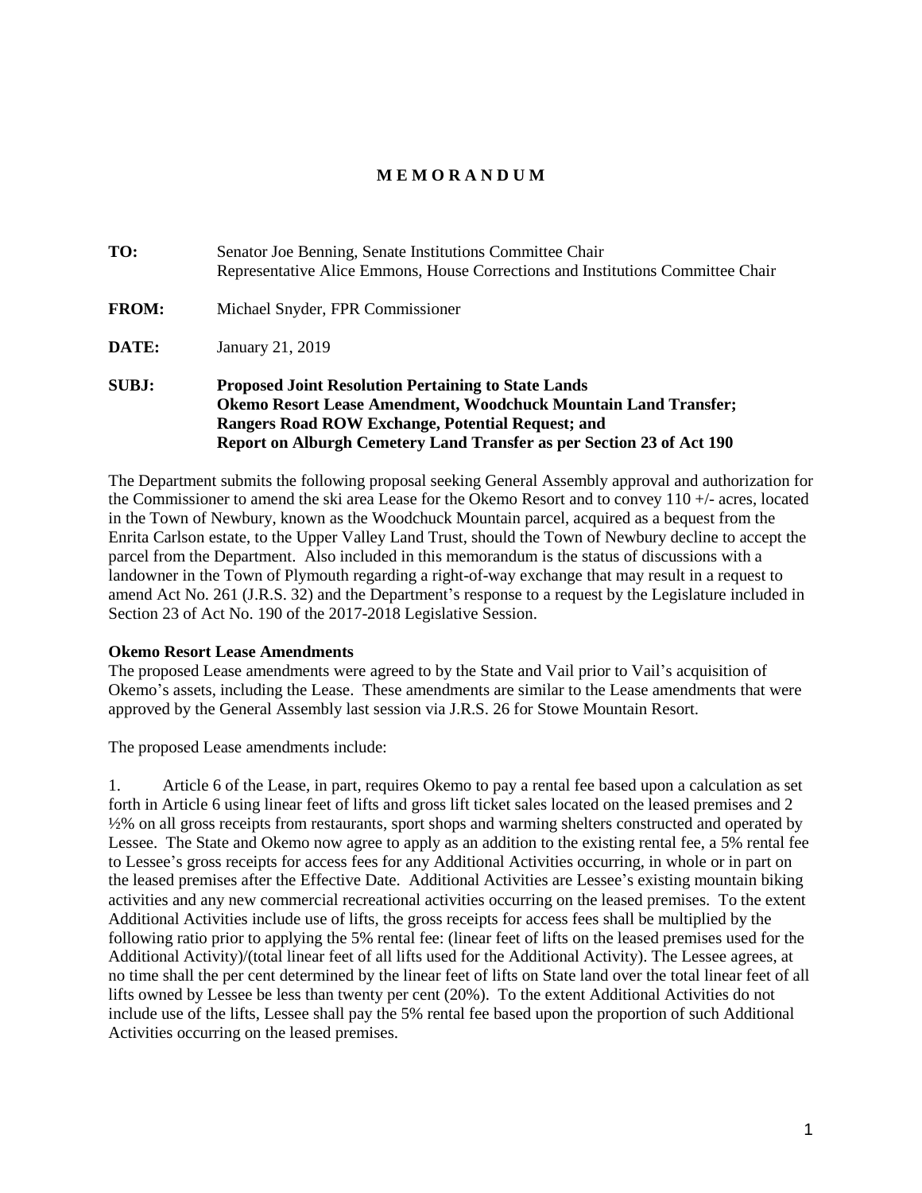# M E M O R A N D U M

**TO:** Senator Joe Benning, Senate Institutions Committee Chair
Representative Alice Emmons, House Corrections and Institutions Committee Chair

**FROM:** Michael Snyder, FPR Commissioner

**DATE:** January 21, 2019

**SUBJ:** **Proposed Joint Resolution Pertaining to State Lands**
**Okemo Resort Lease Amendment, Woodchuck Mountain Land Transfer;**
**Rangers Road ROW Exchange, Potential Request; and**
**Report on Alburgh Cemetery Land Transfer as per Section 23 of Act 190**

The Department submits the following proposal seeking General Assembly approval and authorization for the Commissioner to amend the ski area Lease for the Okemo Resort and to convey 110 +/- acres, located in the Town of Newbury, known as the Woodchuck Mountain parcel, acquired as a bequest from the Enrita Carlson estate, to the Upper Valley Land Trust, should the Town of Newbury decline to accept the parcel from the Department. Also included in this memorandum is the status of discussions with a landowner in the Town of Plymouth regarding a right-of-way exchange that may result in a request to amend Act No. 261 (J.R.S. 32) and the Department's response to a request by the Legislature included in Section 23 of Act No. 190 of the 2017-2018 Legislative Session.

**Okemo Resort Lease Amendments**

The proposed Lease amendments were agreed to by the State and Vail prior to Vail's acquisition of Okemo's assets, including the Lease. These amendments are similar to the Lease amendments that were approved by the General Assembly last session via J.R.S. 26 for Stowe Mountain Resort.

The proposed Lease amendments include:

1. Article 6 of the Lease, in part, requires Okemo to pay a rental fee based upon a calculation as set forth in Article 6 using linear feet of lifts and gross lift ticket sales located on the leased premises and 2 ½% on all gross receipts from restaurants, sport shops and warming shelters constructed and operated by Lessee. The State and Okemo now agree to apply as an addition to the existing rental fee, a 5% rental fee to Lessee's gross receipts for access fees for any Additional Activities occurring, in whole or in part on the leased premises after the Effective Date. Additional Activities are Lessee's existing mountain biking activities and any new commercial recreational activities occurring on the leased premises. To the extent Additional Activities include use of lifts, the gross receipts for access fees shall be multiplied by the following ratio prior to applying the 5% rental fee: (linear feet of lifts on the leased premises used for the Additional Activity)/(total linear feet of all lifts used for the Additional Activity). The Lessee agrees, at no time shall the per cent determined by the linear feet of lifts on State land over the total linear feet of all lifts owned by Lessee be less than twenty per cent (20%). To the extent Additional Activities do not include use of the lifts, Lessee shall pay the 5% rental fee based upon the proportion of such Additional Activities occurring on the leased premises.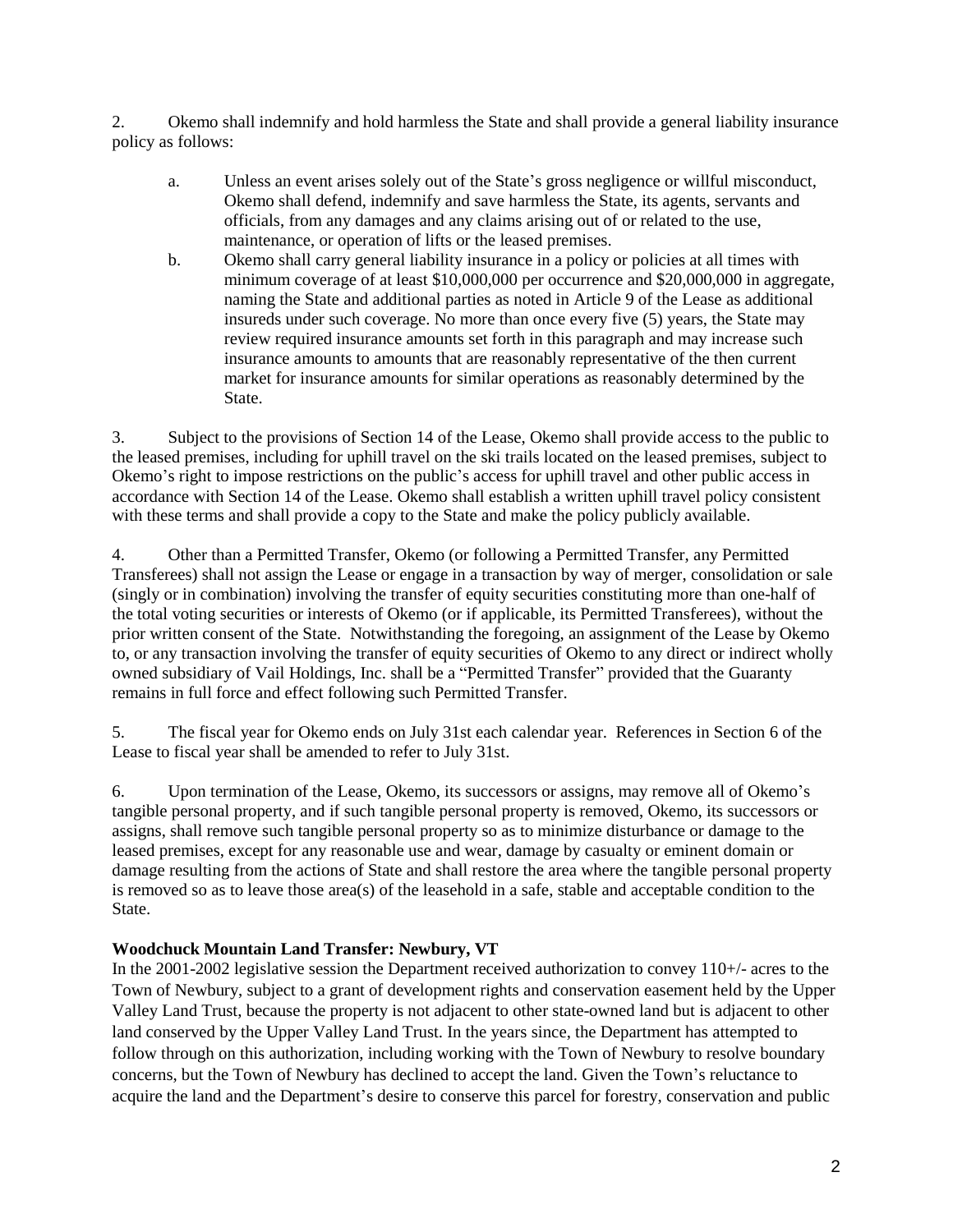2. Okemo shall indemnify and hold harmless the State and shall provide a general liability insurance policy as follows:

   a. Unless an event arises solely out of the State's gross negligence or willful misconduct, Okemo shall defend, indemnify and save harmless the State, its agents, servants and officials, from any damages and any claims arising out of or related to the use, maintenance, or operation of lifts or the leased premises.

   b. Okemo shall carry general liability insurance in a policy or policies at all times with minimum coverage of at least $10,000,000 per occurrence and $20,000,000 in aggregate, naming the State and additional parties as noted in Article 9 of the Lease as additional insureds under such coverage. No more than once every five (5) years, the State may review required insurance amounts set forth in this paragraph and may increase such insurance amounts to amounts that are reasonably representative of the then current market for insurance amounts for similar operations as reasonably determined by the State.

3. Subject to the provisions of Section 14 of the Lease, Okemo shall provide access to the public to the leased premises, including for uphill travel on the ski trails located on the leased premises, subject to Okemo's right to impose restrictions on the public's access for uphill travel and other public access in accordance with Section 14 of the Lease. Okemo shall establish a written uphill travel policy consistent with these terms and shall provide a copy to the State and make the policy publicly available.

4. Other than a Permitted Transfer, Okemo (or following a Permitted Transfer, any Permitted Transferees) shall not assign the Lease or engage in a transaction by way of merger, consolidation or sale (singly or in combination) involving the transfer of equity securities constituting more than one-half of the total voting securities or interests of Okemo (or if applicable, its Permitted Transferees), without the prior written consent of the State. Notwithstanding the foregoing, an assignment of the Lease by Okemo to, or any transaction involving the transfer of equity securities of Okemo to any direct or indirect wholly owned subsidiary of Vail Holdings, Inc. shall be a "Permitted Transfer" provided that the Guaranty remains in full force and effect following such Permitted Transfer.

5. The fiscal year for Okemo ends on July 31st each calendar year. References in Section 6 of the Lease to fiscal year shall be amended to refer to July 31st.

6. Upon termination of the Lease, Okemo, its successors or assigns, may remove all of Okemo's tangible personal property, and if such tangible personal property is removed, Okemo, its successors or assigns, shall remove such tangible personal property so as to minimize disturbance or damage to the leased premises, except for any reasonable use and wear, damage by casualty or eminent domain or damage resulting from the actions of State and shall restore the area where the tangible personal property is removed so as to leave those area(s) of the leasehold in a safe, stable and acceptable condition to the State.

**Woodchuck Mountain Land Transfer: Newbury, VT**

In the 2001-2002 legislative session the Department received authorization to convey 110+/- acres to the Town of Newbury, subject to a grant of development rights and conservation easement held by the Upper Valley Land Trust, because the property is not adjacent to other state-owned land but is adjacent to other land conserved by the Upper Valley Land Trust. In the years since, the Department has attempted to follow through on this authorization, including working with the Town of Newbury to resolve boundary concerns, but the Town of Newbury has declined to accept the land. Given the Town's reluctance to acquire the land and the Department's desire to conserve this parcel for forestry, conservation and public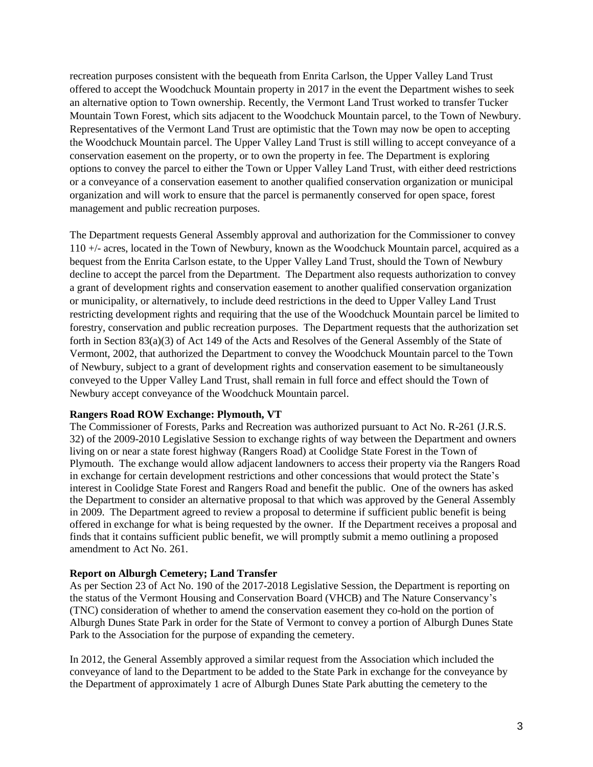recreation purposes consistent with the bequeath from Enrita Carlson, the Upper Valley Land Trust offered to accept the Woodchuck Mountain property in 2017 in the event the Department wishes to seek an alternative option to Town ownership. Recently, the Vermont Land Trust worked to transfer Tucker Mountain Town Forest, which sits adjacent to the Woodchuck Mountain parcel, to the Town of Newbury. Representatives of the Vermont Land Trust are optimistic that the Town may now be open to accepting the Woodchuck Mountain parcel. The Upper Valley Land Trust is still willing to accept conveyance of a conservation easement on the property, or to own the property in fee. The Department is exploring options to convey the parcel to either the Town or Upper Valley Land Trust, with either deed restrictions or a conveyance of a conservation easement to another qualified conservation organization or municipal organization and will work to ensure that the parcel is permanently conserved for open space, forest management and public recreation purposes.

The Department requests General Assembly approval and authorization for the Commissioner to convey 110 +/- acres, located in the Town of Newbury, known as the Woodchuck Mountain parcel, acquired as a bequest from the Enrita Carlson estate, to the Upper Valley Land Trust, should the Town of Newbury decline to accept the parcel from the Department. The Department also requests authorization to convey a grant of development rights and conservation easement to another qualified conservation organization or municipality, or alternatively, to include deed restrictions in the deed to Upper Valley Land Trust restricting development rights and requiring that the use of the Woodchuck Mountain parcel be limited to forestry, conservation and public recreation purposes. The Department requests that the authorization set forth in Section 83(a)(3) of Act 149 of the Acts and Resolves of the General Assembly of the State of Vermont, 2002, that authorized the Department to convey the Woodchuck Mountain parcel to the Town of Newbury, subject to a grant of development rights and conservation easement to be simultaneously conveyed to the Upper Valley Land Trust, shall remain in full force and effect should the Town of Newbury accept conveyance of the Woodchuck Mountain parcel.

**Rangers Road ROW Exchange: Plymouth, VT**

The Commissioner of Forests, Parks and Recreation was authorized pursuant to Act No. R-261 (J.R.S. 32) of the 2009-2010 Legislative Session to exchange rights of way between the Department and owners living on or near a state forest highway (Rangers Road) at Coolidge State Forest in the Town of Plymouth. The exchange would allow adjacent landowners to access their property via the Rangers Road in exchange for certain development restrictions and other concessions that would protect the State's interest in Coolidge State Forest and Rangers Road and benefit the public. One of the owners has asked the Department to consider an alternative proposal to that which was approved by the General Assembly in 2009. The Department agreed to review a proposal to determine if sufficient public benefit is being offered in exchange for what is being requested by the owner. If the Department receives a proposal and finds that it contains sufficient public benefit, we will promptly submit a memo outlining a proposed amendment to Act No. 261.

**Report on Alburgh Cemetery; Land Transfer**

As per Section 23 of Act No. 190 of the 2017-2018 Legislative Session, the Department is reporting on the status of the Vermont Housing and Conservation Board (VHCB) and The Nature Conservancy's (TNC) consideration of whether to amend the conservation easement they co-hold on the portion of Alburgh Dunes State Park in order for the State of Vermont to convey a portion of Alburgh Dunes State Park to the Association for the purpose of expanding the cemetery.

In 2012, the General Assembly approved a similar request from the Association which included the conveyance of land to the Department to be added to the State Park in exchange for the conveyance by the Department of approximately 1 acre of Alburgh Dunes State Park abutting the cemetery to the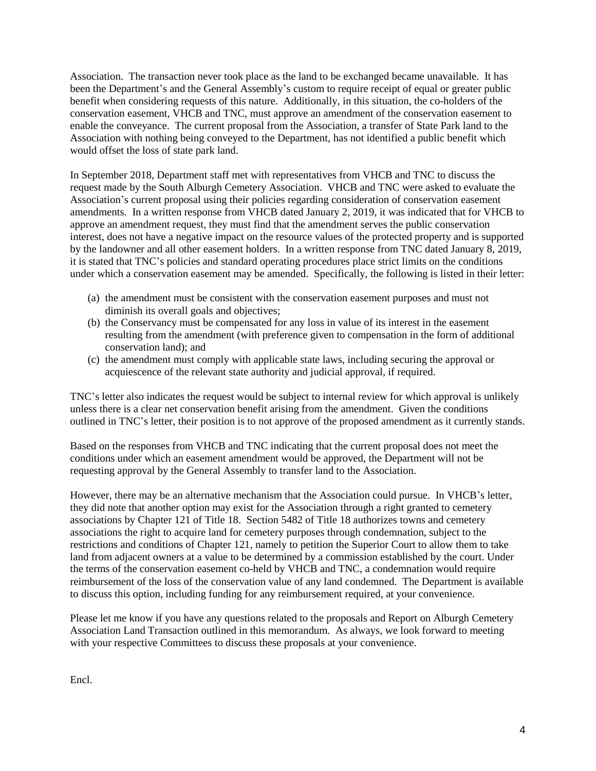Association. The transaction never took place as the land to be exchanged became unavailable. It has been the Department's and the General Assembly's custom to require receipt of equal or greater public benefit when considering requests of this nature. Additionally, in this situation, the co-holders of the conservation easement, VHCB and TNC, must approve an amendment of the conservation easement to enable the conveyance. The current proposal from the Association, a transfer of State Park land to the Association with nothing being conveyed to the Department, has not identified a public benefit which would offset the loss of state park land.

In September 2018, Department staff met with representatives from VHCB and TNC to discuss the request made by the South Alburgh Cemetery Association. VHCB and TNC were asked to evaluate the Association's current proposal using their policies regarding consideration of conservation easement amendments. In a written response from VHCB dated January 2, 2019, it was indicated that for VHCB to approve an amendment request, they must find that the amendment serves the public conservation interest, does not have a negative impact on the resource values of the protected property and is supported by the landowner and all other easement holders. In a written response from TNC dated January 8, 2019, it is stated that TNC's policies and standard operating procedures place strict limits on the conditions under which a conservation easement may be amended. Specifically, the following is listed in their letter:

(a) the amendment must be consistent with the conservation easement purposes and must not diminish its overall goals and objectives;
(b) the Conservancy must be compensated for any loss in value of its interest in the easement resulting from the amendment (with preference given to compensation in the form of additional conservation land); and
(c) the amendment must comply with applicable state laws, including securing the approval or acquiescence of the relevant state authority and judicial approval, if required.

TNC's letter also indicates the request would be subject to internal review for which approval is unlikely unless there is a clear net conservation benefit arising from the amendment. Given the conditions outlined in TNC's letter, their position is to not approve of the proposed amendment as it currently stands.

Based on the responses from VHCB and TNC indicating that the current proposal does not meet the conditions under which an easement amendment would be approved, the Department will not be requesting approval by the General Assembly to transfer land to the Association.

However, there may be an alternative mechanism that the Association could pursue. In VHCB's letter, they did note that another option may exist for the Association through a right granted to cemetery associations by Chapter 121 of Title 18. Section 5482 of Title 18 authorizes towns and cemetery associations the right to acquire land for cemetery purposes through condemnation, subject to the restrictions and conditions of Chapter 121, namely to petition the Superior Court to allow them to take land from adjacent owners at a value to be determined by a commission established by the court. Under the terms of the conservation easement co-held by VHCB and TNC, a condemnation would require reimbursement of the loss of the conservation value of any land condemned. The Department is available to discuss this option, including funding for any reimbursement required, at your convenience.

Please let me know if you have any questions related to the proposals and Report on Alburgh Cemetery Association Land Transaction outlined in this memorandum. As always, we look forward to meeting with your respective Committees to discuss these proposals at your convenience.

Encl.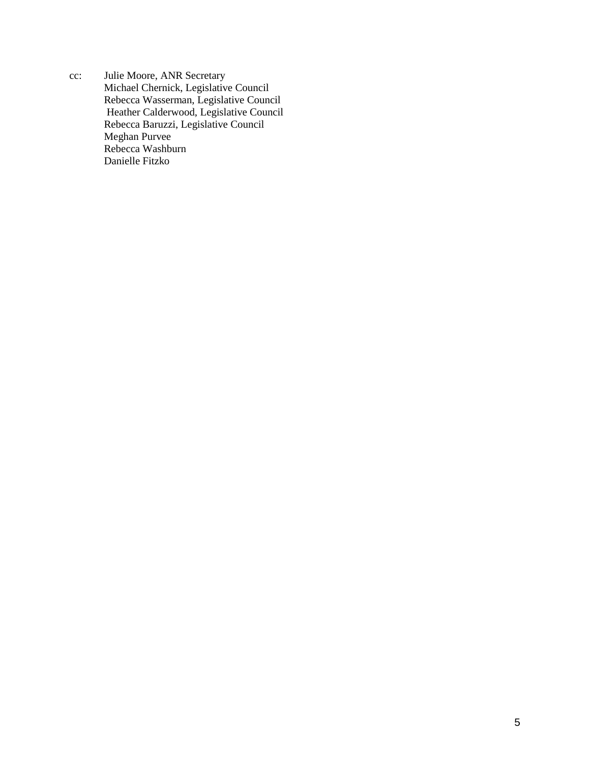cc: Julie Moore, ANR Secretary
Michael Chernick, Legislative Council
Rebecca Wasserman, Legislative Council
Heather Calderwood, Legislative Council
Rebecca Baruzzi, Legislative Council
Meghan Purvee
Rebecca Washburn
Danielle Fitzko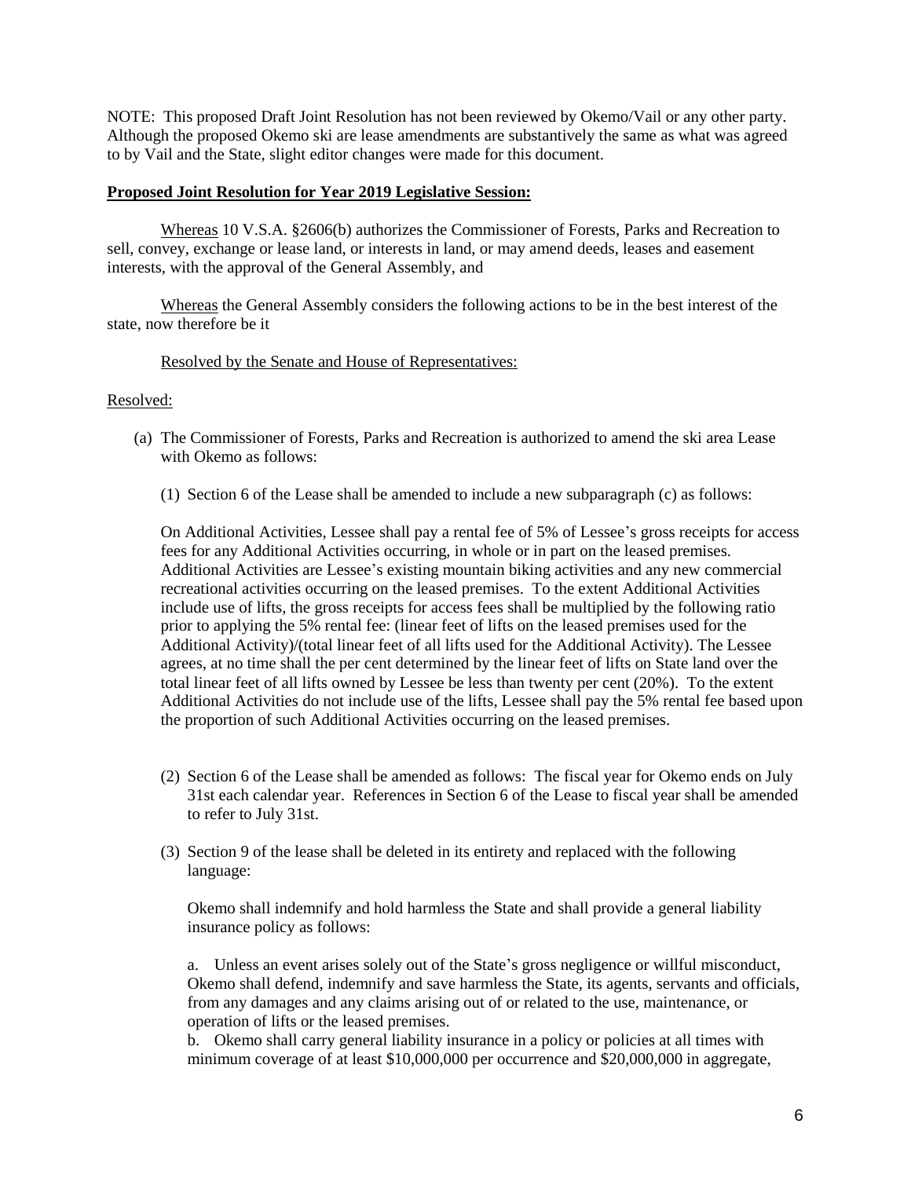NOTE: This proposed Draft Joint Resolution has not been reviewed by Okemo/Vail or any other party. Although the proposed Okemo ski are lease amendments are substantively the same as what was agreed to by Vail and the State, slight editor changes were made for this document.

**Proposed Joint Resolution for Year 2019 Legislative Session:**

Whereas 10 V.S.A. §2606(b) authorizes the Commissioner of Forests, Parks and Recreation to sell, convey, exchange or lease land, or interests in land, or may amend deeds, leases and easement interests, with the approval of the General Assembly, and

Whereas the General Assembly considers the following actions to be in the best interest of the state, now therefore be it

Resolved by the Senate and House of Representatives:

Resolved:

(a) The Commissioner of Forests, Parks and Recreation is authorized to amend the ski area Lease with Okemo as follows:

(1) Section 6 of the Lease shall be amended to include a new subparagraph (c) as follows:

On Additional Activities, Lessee shall pay a rental fee of 5% of Lessee's gross receipts for access fees for any Additional Activities occurring, in whole or in part on the leased premises. Additional Activities are Lessee's existing mountain biking activities and any new commercial recreational activities occurring on the leased premises. To the extent Additional Activities include use of lifts, the gross receipts for access fees shall be multiplied by the following ratio prior to applying the 5% rental fee: (linear feet of lifts on the leased premises used for the Additional Activity)/(total linear feet of all lifts used for the Additional Activity). The Lessee agrees, at no time shall the per cent determined by the linear feet of lifts on State land over the total linear feet of all lifts owned by Lessee be less than twenty per cent (20%). To the extent Additional Activities do not include use of the lifts, Lessee shall pay the 5% rental fee based upon the proportion of such Additional Activities occurring on the leased premises.

(2) Section 6 of the Lease shall be amended as follows: The fiscal year for Okemo ends on July 31st each calendar year. References in Section 6 of the Lease to fiscal year shall be amended to refer to July 31st.

(3) Section 9 of the lease shall be deleted in its entirety and replaced with the following language:

Okemo shall indemnify and hold harmless the State and shall provide a general liability insurance policy as follows:

a. Unless an event arises solely out of the State's gross negligence or willful misconduct, Okemo shall defend, indemnify and save harmless the State, its agents, servants and officials, from any damages and any claims arising out of or related to the use, maintenance, or operation of lifts or the leased premises.

b. Okemo shall carry general liability insurance in a policy or policies at all times with minimum coverage of at least $10,000,000 per occurrence and $20,000,000 in aggregate,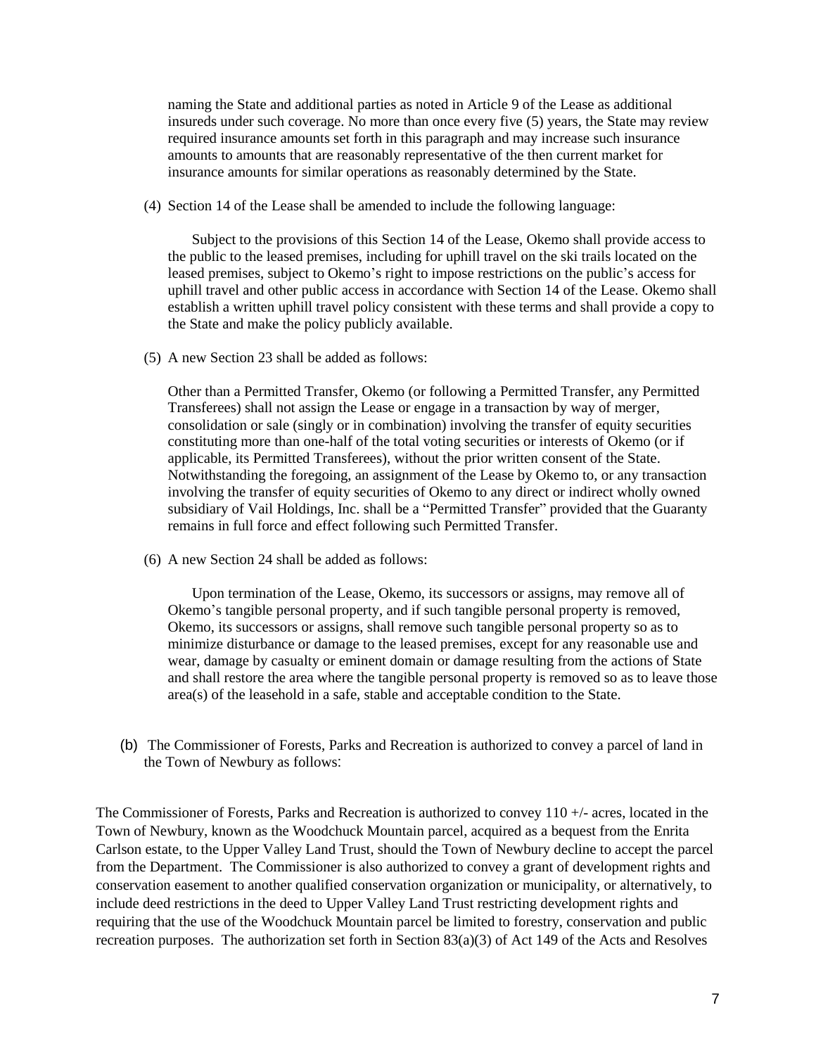naming the State and additional parties as noted in Article 9 of the Lease as additional insureds under such coverage. No more than once every five (5) years, the State may review required insurance amounts set forth in this paragraph and may increase such insurance amounts to amounts that are reasonably representative of the then current market for insurance amounts for similar operations as reasonably determined by the State.

(4) Section 14 of the Lease shall be amended to include the following language:

Subject to the provisions of this Section 14 of the Lease, Okemo shall provide access to the public to the leased premises, including for uphill travel on the ski trails located on the leased premises, subject to Okemo's right to impose restrictions on the public's access for uphill travel and other public access in accordance with Section 14 of the Lease. Okemo shall establish a written uphill travel policy consistent with these terms and shall provide a copy to the State and make the policy publicly available.

(5) A new Section 23 shall be added as follows:

Other than a Permitted Transfer, Okemo (or following a Permitted Transfer, any Permitted Transferees) shall not assign the Lease or engage in a transaction by way of merger, consolidation or sale (singly or in combination) involving the transfer of equity securities constituting more than one-half of the total voting securities or interests of Okemo (or if applicable, its Permitted Transferees), without the prior written consent of the State. Notwithstanding the foregoing, an assignment of the Lease by Okemo to, or any transaction involving the transfer of equity securities of Okemo to any direct or indirect wholly owned subsidiary of Vail Holdings, Inc. shall be a "Permitted Transfer" provided that the Guaranty remains in full force and effect following such Permitted Transfer.

(6) A new Section 24 shall be added as follows:

Upon termination of the Lease, Okemo, its successors or assigns, may remove all of Okemo's tangible personal property, and if such tangible personal property is removed, Okemo, its successors or assigns, shall remove such tangible personal property so as to minimize disturbance or damage to the leased premises, except for any reasonable use and wear, damage by casualty or eminent domain or damage resulting from the actions of State and shall restore the area where the tangible personal property is removed so as to leave those area(s) of the leasehold in a safe, stable and acceptable condition to the State.

(b) The Commissioner of Forests, Parks and Recreation is authorized to convey a parcel of land in the Town of Newbury as follows:

The Commissioner of Forests, Parks and Recreation is authorized to convey 110 +/- acres, located in the Town of Newbury, known as the Woodchuck Mountain parcel, acquired as a bequest from the Enrita Carlson estate, to the Upper Valley Land Trust, should the Town of Newbury decline to accept the parcel from the Department. The Commissioner is also authorized to convey a grant of development rights and conservation easement to another qualified conservation organization or municipality, or alternatively, to include deed restrictions in the deed to Upper Valley Land Trust restricting development rights and requiring that the use of the Woodchuck Mountain parcel be limited to forestry, conservation and public recreation purposes. The authorization set forth in Section 83(a)(3) of Act 149 of the Acts and Resolves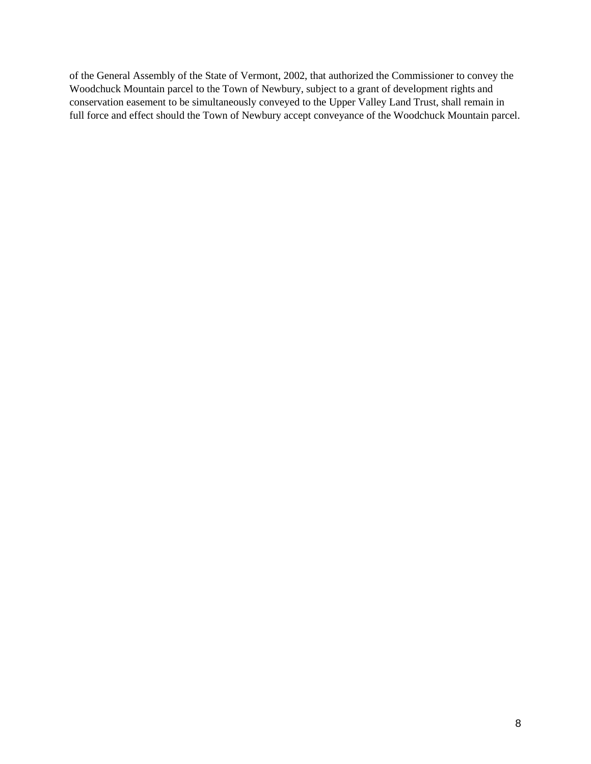of the General Assembly of the State of Vermont, 2002, that authorized the Commissioner to convey the Woodchuck Mountain parcel to the Town of Newbury, subject to a grant of development rights and conservation easement to be simultaneously conveyed to the Upper Valley Land Trust, shall remain in full force and effect should the Town of Newbury accept conveyance of the Woodchuck Mountain parcel.